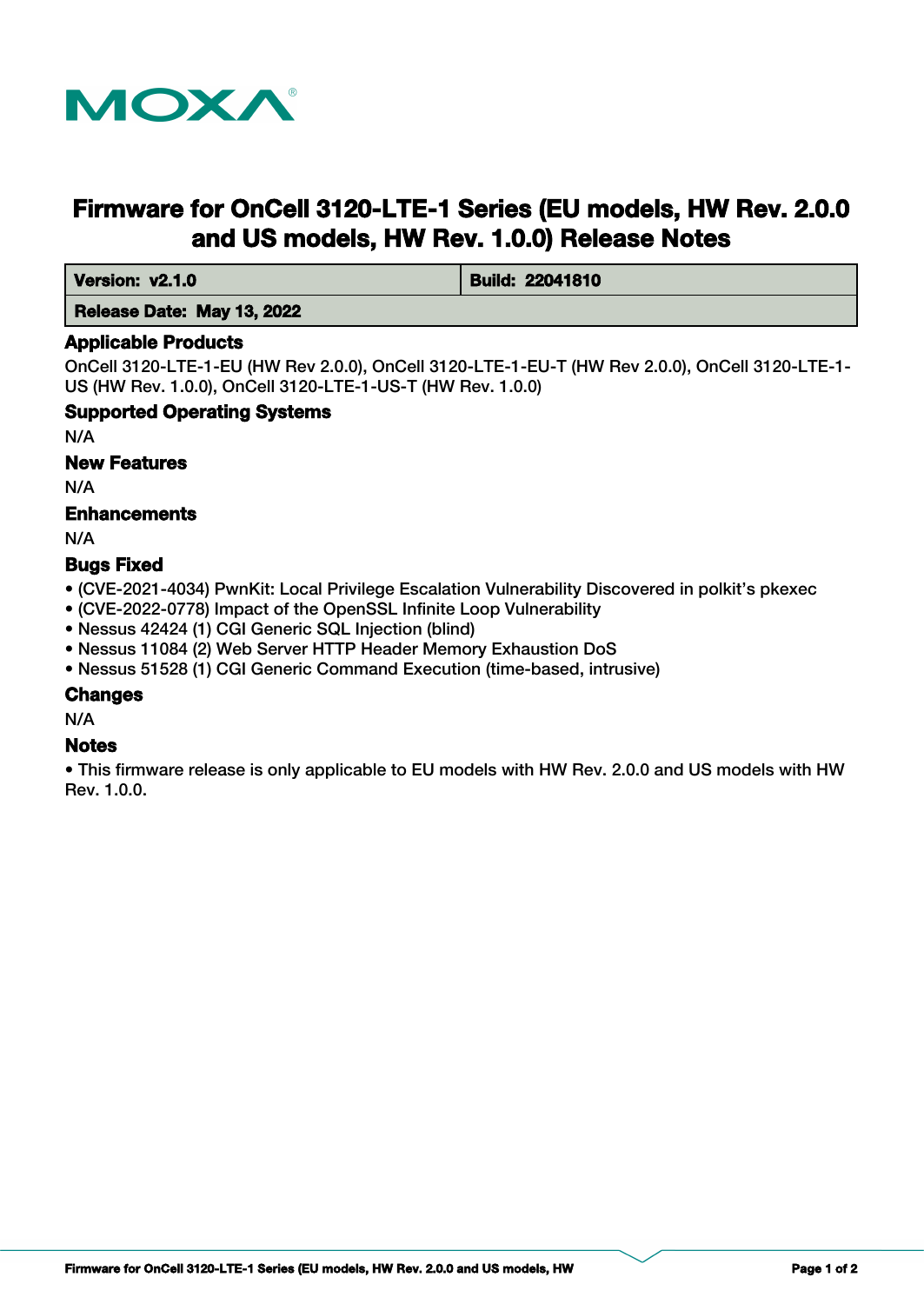# Firmware for OnCell 3120-LTE-1 Series (EU models, HW Rev. 2.0.0 and US models, HW Rev. 1.0.0) Release Notes

| **Version: v2.1.0** | **Build: 22041810** |
| --- | --- |
| **Release Date: May 13, 2022** | |

## Applicable Products

OnCell 3120-LTE-1-EU (HW Rev 2.0.0), OnCell 3120-LTE-1-EU-T (HW Rev 2.0.0), OnCell 3120-LTE-1-US (HW Rev. 1.0.0), OnCell 3120-LTE-1-US-T (HW Rev. 1.0.0)

## Supported Operating Systems

N/A

## New Features

N/A

## Enhancements

N/A

## Bugs Fixed

- (CVE-2021-4034) PwnKit: Local Privilege Escalation Vulnerability Discovered in polkit's pkexec
- (CVE-2022-0778) Impact of the OpenSSL Infinite Loop Vulnerability
- Nessus 42424 (1) CGI Generic SQL Injection (blind)
- Nessus 11084 (2) Web Server HTTP Header Memory Exhaustion DoS
- Nessus 51528 (1) CGI Generic Command Execution (time-based, intrusive)

## Changes

N/A

## Notes

- This firmware release is only applicable to EU models with HW Rev. 2.0.0 and US models with HW Rev. 1.0.0.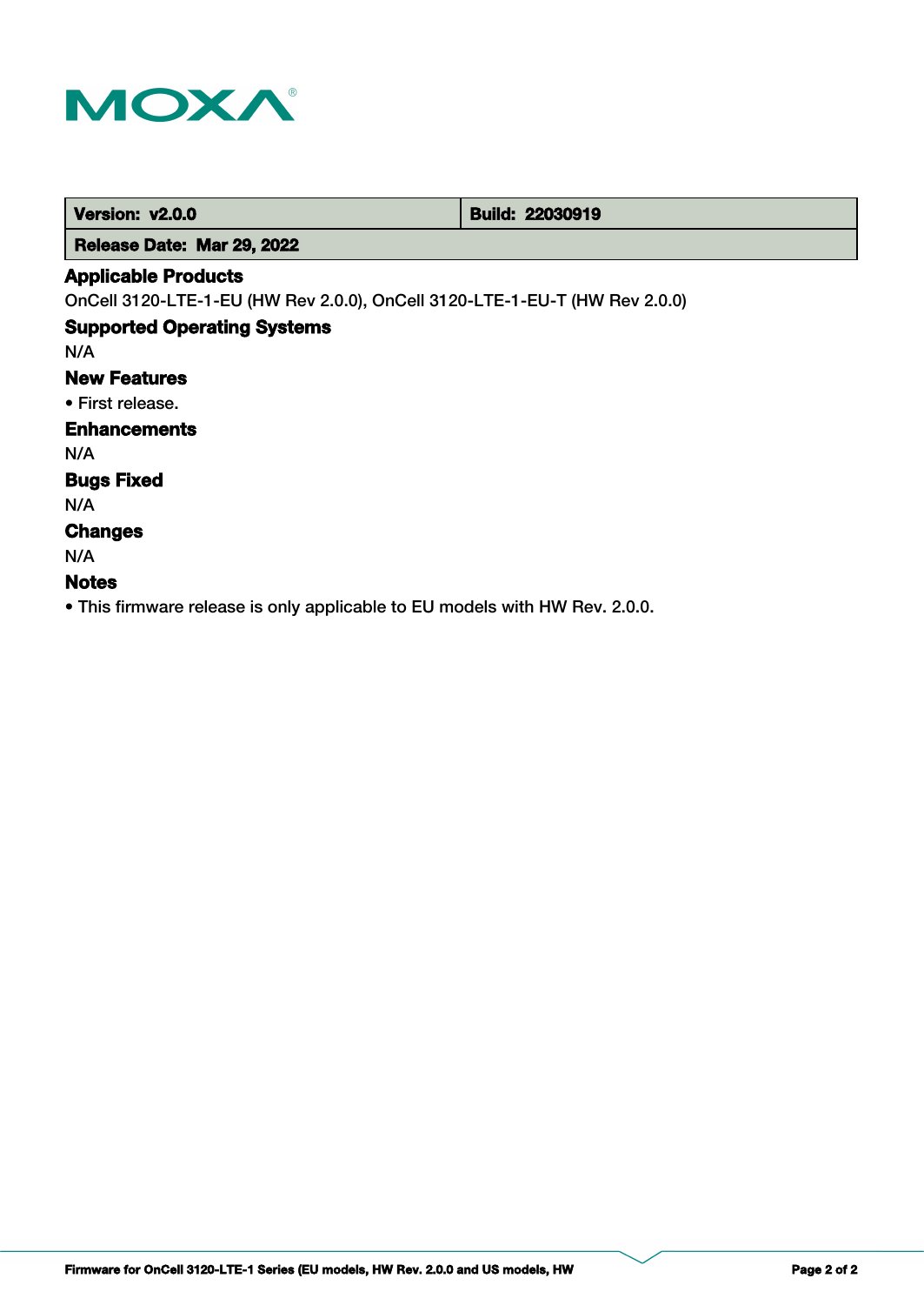| Version: v2.0.0 | Build: 22030919 |
| --- | --- |
| Release Date: Mar 29, 2022 | |

## Applicable Products

OnCell 3120-LTE-1-EU (HW Rev 2.0.0), OnCell 3120-LTE-1-EU-T (HW Rev 2.0.0)

## Supported Operating Systems

N/A

## New Features

- First release.

## Enhancements

N/A

## Bugs Fixed

N/A

## Changes

N/A

## Notes

- This firmware release is only applicable to EU models with HW Rev. 2.0.0.